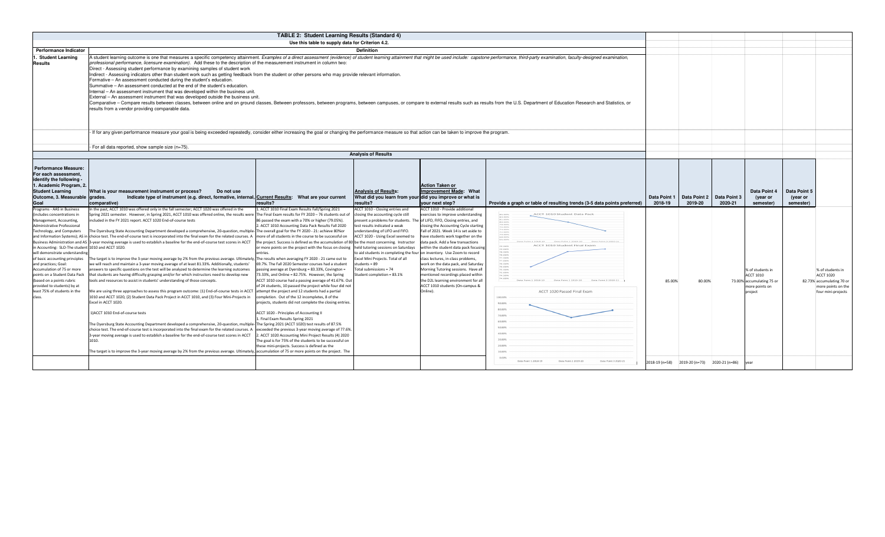# TABLE 2: Student Learning Results (Standard 4)

Use this table to supply data for Criterion 4.2.

| Performance Indicator | Definition |
|---|---|
| 1. Student Learning Results | A student learning outcome is one that measures a specific competency attainment. *Examples of a direct assessment (evidence) of student learning attainment that might be used include: capstone performance, third-party examination, faculty-designed examination, professional performance, licensure examination).* Add these to the description of the measurement instrument in column two:<br>Direct - Assessing student performance by examining samples of student work<br>Indirect - Assessing indicators other than student work such as getting feedback from the student or other persons who may provide relevant information.<br>Formative – An assessment conducted during the student's education.<br>Summative – An assessment conducted at the end of the student's education.<br>Internal – An assessment instrument that was developed within the business unit.<br>External – An assessment instrument that was developed outside the business unit.<br>Comparative – Compare results between classes, between online and on ground classes, Between professors, between programs, between campuses, or compare to external results such as results from the U.S. Department of Education Research and Statistics, or results from a vendor providing comparable data. |
| | - If for any given performance measure your goal is being exceeded repeatedly, consider either increasing the goal or changing the performance measure so that action can be taken to improve the program. |
| | - For all data reported, show sample size (n=75). |

## Analysis of Results

| Performance Measure: For each assessment, identify the following - 1. Academic Program, 2. Student Learning Outcome, 3. Measurable Goal | What is your measurement instrument or process? Do not use grades. Indicate type of instrument (e.g. direct, formative, internal, comparative) | Current Results: What are your current results? | Analysis of Results: What did you learn from your results? | Action Taken or Improvement Made: What did you improve or what is your next step? | Provide a graph or table of resulting trends (3-5 data points preferred) | Data Point 1 2018-19 | Data Point 2 2019-20 | Data Point 3 2020-21 | Data Point 4 (year or semester) | Data Point 5 (year or semester) | |
|---|---|---|---|---|---|---|---|---|---|---|---|
| Programs - AAS in Business (includes concentrations in Management, Accounting, Administrative Professional Technology, and Computers and Information Systems); AS in Business Administration and AS in Accounting: SLO-The student will demonstrate understanding of basic accounting principles and practices; Goal: Accumulation of 75 or more points on a Student Data Pack (based on a points rubric provided to students) by at least 75% of students in the class. | In the past, ACCT 1010 was offered only in the fall semester; ACCT 1020 was offered in the Spring 2021 semester. However, in Spring 2021, ACCT 1010 was offered online, the results were included in the FY 2021 report. ACCT 1020 End-of-course tests<br><br>The Dyersburg State Accounting Department developed a comprehensive, 20-question, multiple-choice test. The end-of-course test is incorporated into the final exam for the related courses. A 3-year moving average is used to establish a baseline for the end-of-course test scores in ACCT 1010 and ACCT 1020.<br><br>The target is to improve the 3-year moving average by 2% from the previous average. Ultimately, we will reach and maintain a 3-year moving average of at least 81.33%. Additionally, students' answers to specific questions on the test will be analyzed to determine the learning outcomes that students are having difficulty grasping and/or for which instructors need to develop new tools and resources to assist in students' understanding of those concepts.<br><br>We are using three approaches to assess this program outcome: (1) End-of-course tests in ACCT 1010 and ACCT 1020, (2) Student Data Pack Project in ACCT 1010, and (3) Four Mini-Projects in Excel in ACCT 1020.<br><br>1)ACCT 1010 End-of-course tests<br><br>The Dyersburg State Accounting Department developed a comprehensive, 20-question, multiple-choice test. The end-of-course test is incorporated into the final exam for the related courses. A 3-year moving average is used to establish a baseline for the end-of-course test scores in ACCT 1010.<br><br>The target is to improve the 3-year moving average by 2% from the previous average. Ultimately, | 1. ACCT 1010 Final Exam Results Fall/Spring 2021<br>The Final Exam results for FY 2020 – 76 students out of 86 passed the exam with a 70% or higher (79.05%).<br>2. ACCT 1010 Accounting Data Pack Results Fall 2020<br>The overall goal for the FY 2020 - 21: achieve 80%or more of all students in the course to be successful on the project. Success is defined as the accumulation of 80 or more points on the project with the focus on closing entries.<br>The results when averaging FY 2020 - 21 came out to 69.7%. The Fall 2020 Semester courses had a student passing average at Dyersburg = 83.33%, Covington = 73.33%, and Online = 82.75%. However, the Spring ACCT 1010 course had a passing average of 41.67%. Out of 24 students, 10 passed the project while four did not attempt the project and 12 students had a partial completion. Out of the 12 incompletes, 8 of the projects, students did not complete the closing entries.<br><br>ACCT 1020 - Principles of Accounting II<br>1. Final Exam Results Spring 2021<br>The Spring 2021 (ACCT 1020) test results of 87.5% exceeded the previous 3-year moving average of 77.6%.<br>2. ACCT 1020 Accounting Mini Project Results (4) 2020<br>The goal is for 75% of the students to be successful on these mini-projects. Success is defined as the accumulation of 75 or more points on the project. The | ACCT 1010 - Closing entries and closing the accounting cycle still present a problems for students. The test results indicated a weak understanding of LIFO and FIFO.<br>ACCT 1020 - Using Excel seemed to be the most concerning. Instructor held tutoring sessions on Saturdays to aid students in completing the four Excel Mini Projects. Total of all students = 89<br>Total submissions = 74<br>Student completion = 83.1% | ACCT 1010 - Provide additional exercises to improve understanding of LIFO, FIFO, Closing entries, and closing the Accounting Cycle starting Fall of 2021. Week 14 is set aside to have students work together on the data pack. Add a few transactions within the student data pack focusing on inventory. Use Zoom to record class lectures, in-class problems, work on the data pack, and Saturday Morning Tutoring sessions. Have all mentioned recordings placed within the D2L learning environment for all ACCT 1010 students (On-campus & Online). | ACCT 1010 Student Data Pack; ACCT 1010 Student Final Exam; ACCT 1020 Passed Final Exam | 85.00% | 80.00% | 73.00% | % of students in ACCT 1010 accumulating 75 or more points on project | | 82.73% % of students in ACCT 1020 accumulating 70 or more points on the four mini-projects |
| | | | | | | 2018-19 (n=58) | 2019-20 (n=73) | 2020-21 (n=86) | year | | |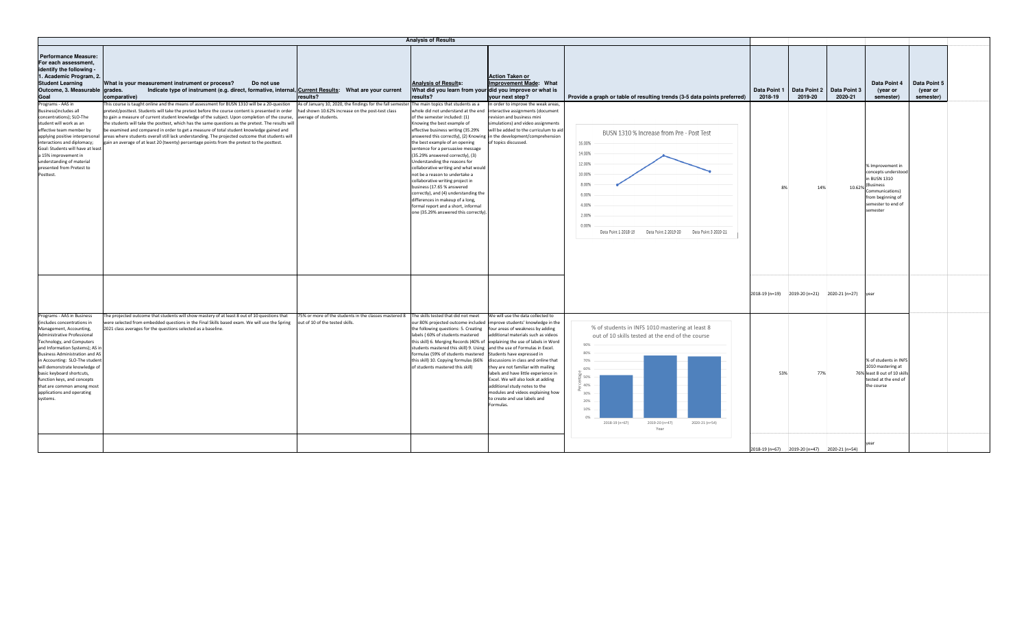## Analysis of Results

| Performance Measure: For each assessment, identify the following - 1. Academic Program, 2. Student Learning Outcome, 3. Measurable Goal | What is your measurement instrument or process? Do not use grades. Indicate type of instrument (e.g. direct, formative, internal, comparative) | Current Results: What are your current results? | Analysis of Results: What did you learn from your results? | Action Taken or Improvement Made: What did you improve or what is your next step? | Provide a graph or table of resulting trends (3-5 data points preferred) | Data Point 1 2018-19 | Data Point 2 2019-20 | Data Point 3 2020-21 | Data Point 4 (year or semester) | Data Point 5 (year or semester) |
|---|---|---|---|---|---|---|---|---|---|---|
| Programs - AAS in Business(includes all concentrations); SLO-The student will work as an effective team member by applying positive interpersonal interactions and diplomacy; Goal: Students will have at least a 15% improvement in understanding of material presented from Pretest to Posttest. | This course is taught online and the means of assessment for BUSN 1310 will be a 20-question pretest/posttest. Students will take the pretest before the course content is presented in order to gain a measure of current student knowledge of the subject. Upon completion of the course, the students will take the posttest, which has the same questions as the pretest. The results will be examined and compared in order to get a measure of total student knowledge gained and areas where students overall still lack understanding. The projected outcome that students will gain an average of at least 20 (twenty) percentage points from the pretest to the posttest. | As of January 10, 2020, the findings for the fall semester had shown 10.62% increase on the post-test class average of students. | The main topics that students as a whole did not understand at the end of the semester included: (1) Knowing the best example of effective business writing (35.29% answered this correctly), (2) Knowing the best example of an opening sentence for a persuasive message (35.29% answered correctly), (3) Understanding the reasons for collaborative writing and what would not be a reason to undertake a collaborative writing project in business (17.65 % answered correctly), and (4) understanding the differences in makeup of a long, formal report and a short, informal one (35.29% answered this correctly). | In order to improve the weak areas, interactive assignments (document revision and business mini simulations) and video assignments will be added to the curriculum to aid in the development/comprehension of topics discussed. | BUSN 1310 % Increase from Pre - Post Test (line chart: Data Point 1 2018-19, Data Point 2 2019-20, Data Point 3 2020-21) | 8% | 14% | 10.62% | % Improvement in concepts understood in BUSN 1310 (Business Communications) from beginning of semester to end of semester | |
| | | | | | | 2018-19 (n=19) | 2019-20 (n=21) | 2020-21 (n=27) | year | |
| Programs - AAS in Business (includes concentrations in Management, Accounting, Administrative Professional Technology, and Computers and Information Systems); AS in Business Administration and AS in Accounting: SLO-The student will demonstrate knowledge of basic keyboard shortcuts, function keys, and concepts that are common among most applications and operating systems. | The projected outcome that students will show mastery of at least 8 out of 10 questions that were selected from embedded questions in the Final Skills based exam. We will use the Spring 2021 class averages for the questions selected as a baseline. | 75% or more of the students in the classes mastered 8 out of 10 of the tested skills. | The skills tested that did not meet our 80% projected outcome included the following questions: 5. Creating labels ( 60% of students mastered this skill) 6. Merging Records (40% of students mastered this skill) 9. Using formulas (59% of students mastered this skill) 10. Copying formulas (66% of students mastered this skill) | We will use the data collected to improve students' knowledge in the four areas of weakness by adding additional materials such as videos explaining the use of labels in Word and the use of Formulas in Excel. Students have expressed in discussions in class and online that they are not familiar with mailing labels and have little experience in Excel. We will also look at adding additional study notes to the modules and videos explaining how to create and use labels and Formulas. | % of students in INFS 1010 mastering at least 8 out of 10 skills tested at the end of the course (bar chart: 2018-19 (n=67), 2019-20 (n=47), 2020-21 (n=54)) | 53% | 77% | 76% | % of students in INFS 1010 mastering at least 8 out of 10 skills tested at the end of the course | |
| | | | | | | 2018-19 (n=67) | 2019-20 (n=47) | 2020-21 (n=54) | year | |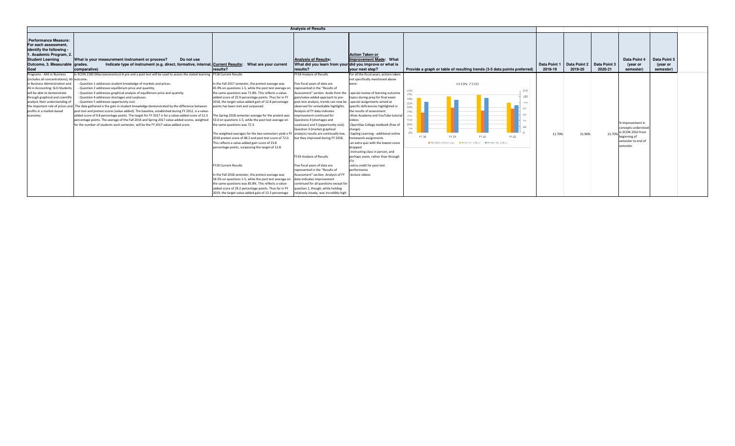| Analysis of Results | | | | | | | | | | | |
|---|---|---|---|---|---|---|---|---|---|---|---|
| **Performance Measure: For each assessment, identify the following - 1. Academic Program, 2. Student Learning Outcome, 3. Measurable Goal** | **What is your measurement instrument or process? Do not use grades. Indicate type of instrument (e.g. direct, formative, internal, comparative)** | **Current Results: What are your current results?** | **Analysis of Results: What did you learn from your results?** | **Action Taken or Improvement Made: What did you improve or what is your next step?** | **Provide a graph or table of resulting trends (3-5 data points preferred)** | **Data Point 1 2018-19** | **Data Point 2 2019-20** | **Data Point 3 2020-21** | **Data Point 4 (year or semester)** | **Data Point 5 (year or semester)** | |
| Programs - AAS in Business (includes all concentrations); AS in Business Administration and AS in Accounting: SLO-Students will be able to demonstrate through graphical and scientific analysis their understanding of the important role of prices and profits in a market-based economy. | In ECON 2100 (Macroeconomics)-A pre and a post test will be used to assess the stated learning outcome.<br>- Question 1 addresses student knowledge of markets and prices.<br>- Question 2 addresses equilibrium price and quantity.<br>- Question 3 addresses graphical analysis of equilibrium price and quantity.<br>- Question 4 addresses shortages and surpluses.<br>- Question 5 addresses opportunity cost.<br>The data gathered is the gain in student knowledge demonstrated by the difference between post test and pretest scores (value added). The baseline, established during FY 2012, is a value-added score of 9.8 percentage points. The target for FY 2017 is for a value-added score of 12.3 percentage points. The average of the Fall 2016 and Spring 2017 value-added scores, weighted for the number of students each semester, will be the FY 2017 value-added score. | FY18 Current Results<br><br>In the Fall 2017 semester, the pretest average was 45.9% on questions 1-5, while the post test average on the same questions was 71.8%. This reflects a value-added score of 25.9 percentage points. Thus far in FY 2018, the target value-added gain of 12.8 percentage points has been met and surpassed.<br><br>The Spring 2018 semester average for the pretest was 53.0 on questions 1-5, while the post test average on the same questions was 72.3.<br><br>The weighted averages for the two semesters yield a FY 2018 pretest score of 48.2 and post test score of 72.0. This reflects a value-added gain score of 23.8 percentage points, surpassing the target of 12.8.<br><br>FY19 Current Results<br><br>In the Fall 2018 semester, the pretest average was 54.5% on questions 1-5, while the post test average on the same questions was 85.8%. This reflects a value-added score of 29.2 percentage points. Thus far in FY 2019, the target value-added gain of 13.3 percentage | FY18 Analysis of Results<br><br>Five fiscal years of data are represented in the "Results of Assessment" section. Aside from the gain/value-added approach to pre-post test analysis, trends can now be observed for remarkable highlights. Analysis of FY data indicates improvement continued for Questions 4 (shortages and surpluses) and 5 (opportunity cost). Question 3 (market graphical analysis) results are continually low, but they improved during FY 2018.<br><br>FY19 Analysis of Results<br><br>Five fiscal years of data are represented in the "Results of Assessment" section. Analysis of FY data indicates improvement continued for all questions except for question 1, though, while holding relatively steady, was incredibly high | For all the fiscal years, actions taken not specifically mentioned above were:<br><br>-special review of learning outcome topics during prep for final exam<br>-special assignments aimed at specific deficiencies highlighted in the results of assessment<br>-Khan Academy and YouTube tutorial videos<br>-OpenStax College textbook (free of charge)<br>-Sapling Learning - additional online homework assignments<br>-an extra quiz with the lowest score dropped<br>-instructing class in person, and perhaps zoom, rather than through ITV<br>-extra credit for post test performance<br>-lecture videos | ECON 2100<br>50% 45% 40% 35% 30% 25% 20% 15% 10% 5% 0%<br>140 120 100 80 60 40 20 0<br>FY 18 FY 19 FY 20 FY 21<br>Weighted Average Pretests Taken Posttests Taken | 11.70% | 21.90% | 21.70% | % Improvement in concepts understood in ECON 2010 from beginning of semester to end of semester | | |